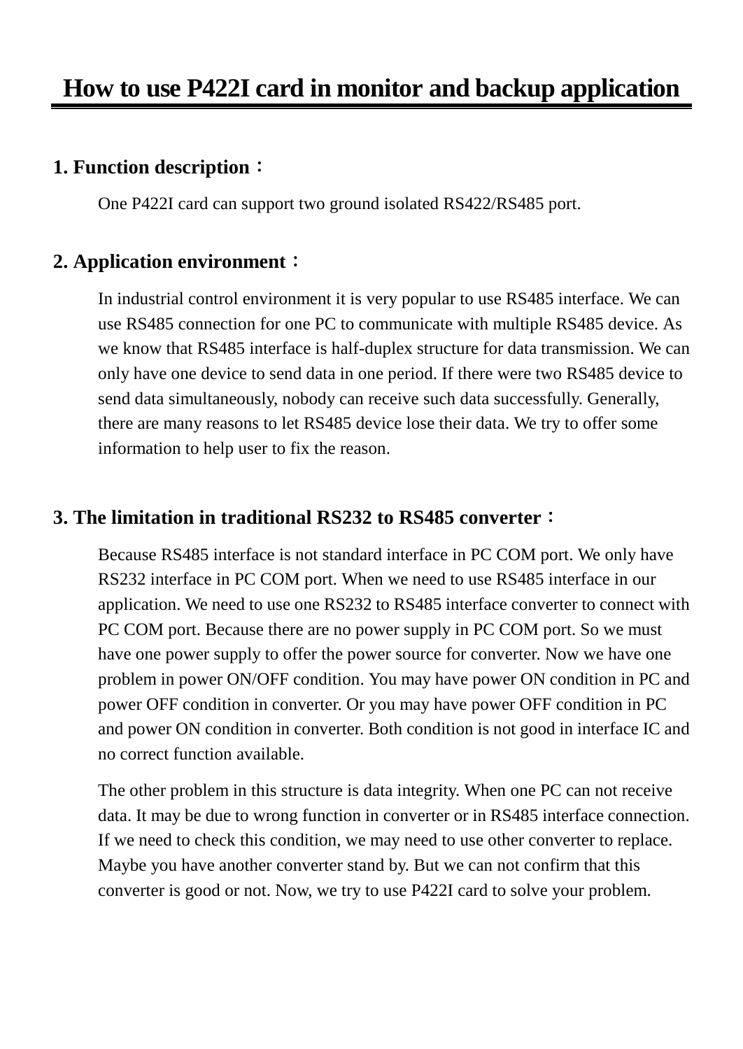# How to use P422I card in monitor and backup application

## 1. Function description：

One P422I card can support two ground isolated RS422/RS485 port.

## 2. Application environment：

In industrial control environment it is very popular to use RS485 interface. We can use RS485 connection for one PC to communicate with multiple RS485 device. As we know that RS485 interface is half-duplex structure for data transmission. We can only have one device to send data in one period. If there were two RS485 device to send data simultaneously, nobody can receive such data successfully. Generally, there are many reasons to let RS485 device lose their data. We try to offer some information to help user to fix the reason.

## 3. The limitation in traditional RS232 to RS485 converter：

Because RS485 interface is not standard interface in PC COM port. We only have RS232 interface in PC COM port. When we need to use RS485 interface in our application. We need to use one RS232 to RS485 interface converter to connect with PC COM port. Because there are no power supply in PC COM port. So we must have one power supply to offer the power source for converter. Now we have one problem in power ON/OFF condition. You may have power ON condition in PC and power OFF condition in converter. Or you may have power OFF condition in PC and power ON condition in converter. Both condition is not good in interface IC and no correct function available.

The other problem in this structure is data integrity. When one PC can not receive data. It may be due to wrong function in converter or in RS485 interface connection. If we need to check this condition, we may need to use other converter to replace. Maybe you have another converter stand by. But we can not confirm that this converter is good or not. Now, we try to use P422I card to solve your problem.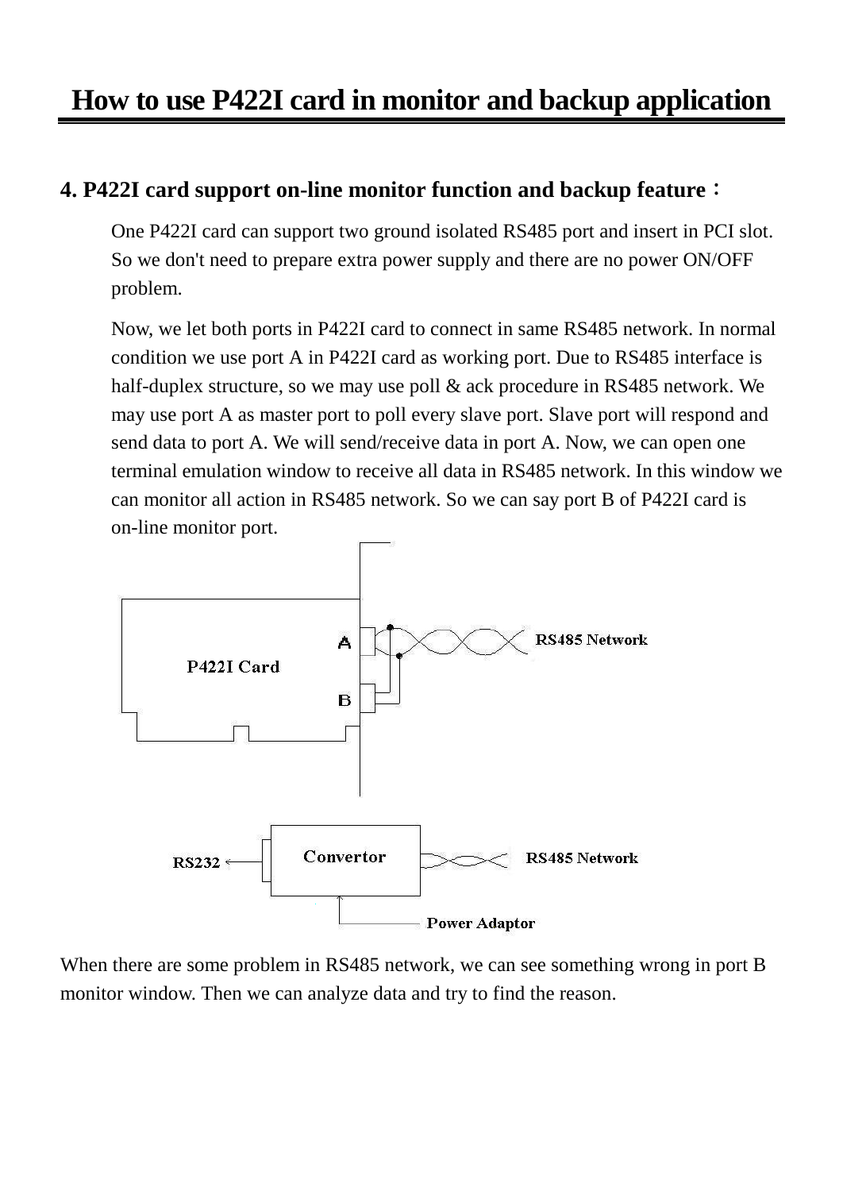# How to use P422I card in monitor and backup application

## 4. P422I card support on-line monitor function and backup feature：

One P422I card can support two ground isolated RS485 port and insert in PCI slot. So we don't need to prepare extra power supply and there are no power ON/OFF problem.

Now, we let both ports in P422I card to connect in same RS485 network. In normal condition we use port A in P422I card as working port. Due to RS485 interface is half-duplex structure, so we may use poll & ack procedure in RS485 network. We may use port A as master port to poll every slave port. Slave port will respond and send data to port A. We will send/receive data in port A. Now, we can open one terminal emulation window to receive all data in RS485 network. In this window we can monitor all action in RS485 network. So we can say port B of P422I card is on-line monitor port.

P422I Card

A

B

RS485 Network

RS232

Convertor

RS485 Network

Power Adaptor

When there are some problem in RS485 network, we can see something wrong in port B monitor window. Then we can analyze data and try to find the reason.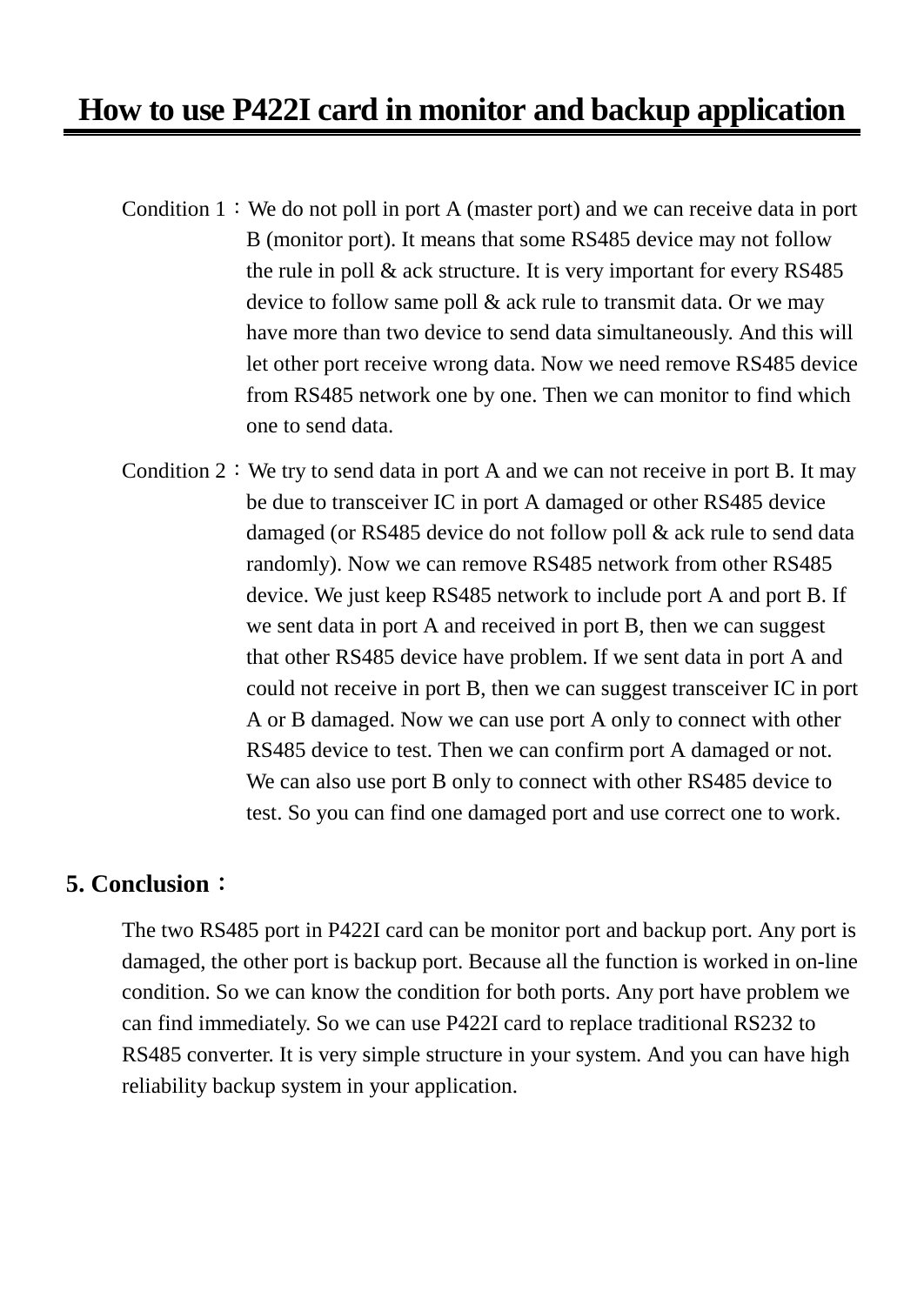# How to use P422I card in monitor and backup application

Condition 1：We do not poll in port A (master port) and we can receive data in port B (monitor port). It means that some RS485 device may not follow the rule in poll & ack structure. It is very important for every RS485 device to follow same poll & ack rule to transmit data. Or we may have more than two device to send data simultaneously. And this will let other port receive wrong data. Now we need remove RS485 device from RS485 network one by one. Then we can monitor to find which one to send data.

Condition 2：We try to send data in port A and we can not receive in port B. It may be due to transceiver IC in port A damaged or other RS485 device damaged (or RS485 device do not follow poll & ack rule to send data randomly). Now we can remove RS485 network from other RS485 device. We just keep RS485 network to include port A and port B. If we sent data in port A and received in port B, then we can suggest that other RS485 device have problem. If we sent data in port A and could not receive in port B, then we can suggest transceiver IC in port A or B damaged. Now we can use port A only to connect with other RS485 device to test. Then we can confirm port A damaged or not. We can also use port B only to connect with other RS485 device to test. So you can find one damaged port and use correct one to work.

## 5. Conclusion：

The two RS485 port in P422I card can be monitor port and backup port. Any port is damaged, the other port is backup port. Because all the function is worked in on-line condition. So we can know the condition for both ports. Any port have problem we can find immediately. So we can use P422I card to replace traditional RS232 to RS485 converter. It is very simple structure in your system. And you can have high reliability backup system in your application.